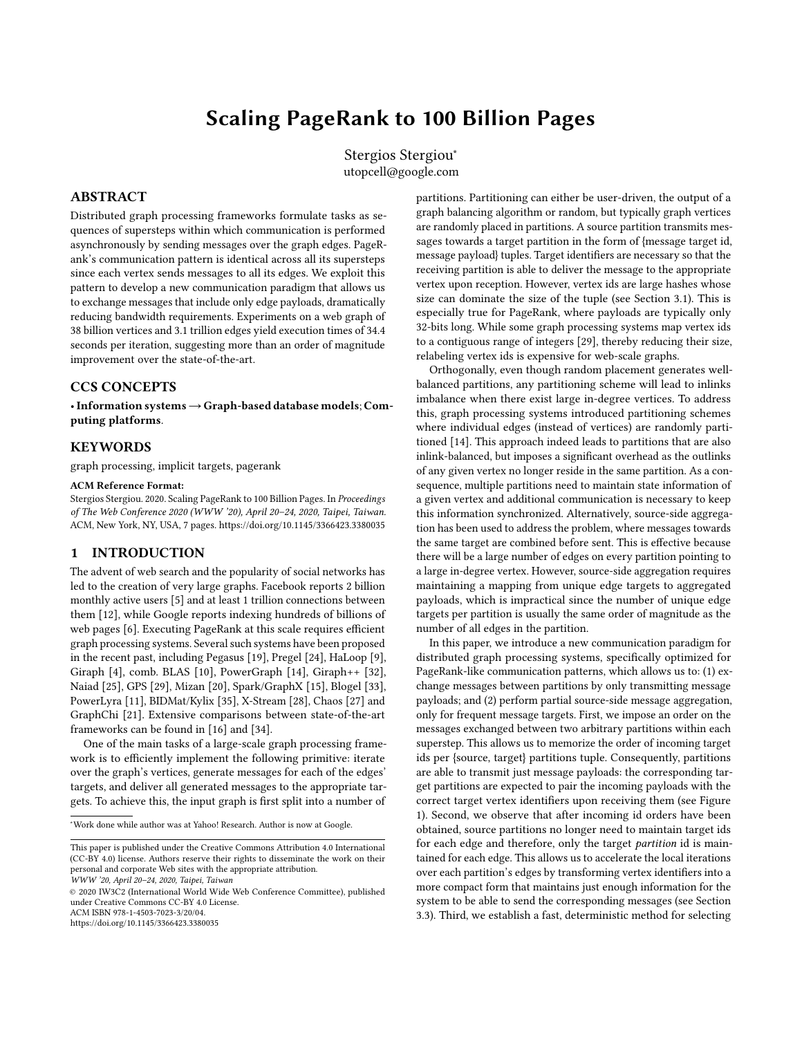# Scaling PageRank to 100 Billion Pages

Stergios Stergiou*
utopcell@google.com

## ABSTRACT

Distributed graph processing frameworks formulate tasks as sequences of supersteps within which communication is performed asynchronously by sending messages over the graph edges. PageRank's communication pattern is identical across all its supersteps since each vertex sends messages to all its edges. We exploit this pattern to develop a new communication paradigm that allows us to exchange messages that include only edge payloads, dramatically reducing bandwidth requirements. Experiments on a web graph of 38 billion vertices and 3.1 trillion edges yield execution times of 34.4 seconds per iteration, suggesting more than an order of magnitude improvement over the state-of-the-art.

## CCS CONCEPTS

• **Information systems → Graph-based database models**; **Computing platforms**.

## KEYWORDS

graph processing, implicit targets, pagerank

**ACM Reference Format:**
Stergios Stergiou. 2020. Scaling PageRank to 100 Billion Pages. In *Proceedings of The Web Conference 2020 (WWW '20), April 20–24, 2020, Taipei, Taiwan.* ACM, New York, NY, USA, 7 pages. https://doi.org/10.1145/3366423.3380035

## 1 INTRODUCTION

The advent of web search and the popularity of social networks has led to the creation of very large graphs. Facebook reports 2 billion monthly active users [5] and at least 1 trillion connections between them [12], while Google reports indexing hundreds of billions of web pages [6]. Executing PageRank at this scale requires efficient graph processing systems. Several such systems have been proposed in the recent past, including Pegasus [19], Pregel [24], HaLoop [9], Giraph [4], comb. BLAS [10], PowerGraph [14], Giraph++ [32], Naiad [25], GPS [29], Mizan [20], Spark/GraphX [15], Blogel [33], PowerLyra [11], BIDMat/Kylix [35], X-Stream [28], Chaos [27] and GraphChi [21]. Extensive comparisons between state-of-the-art frameworks can be found in [16] and [34].

One of the main tasks of a large-scale graph processing framework is to efficiently implement the following primitive: iterate over the graph's vertices, generate messages for each of the edges' targets, and deliver all generated messages to the appropriate targets. To achieve this, the input graph is first split into a number of partitions. Partitioning can either be user-driven, the output of a graph balancing algorithm or random, but typically graph vertices are randomly placed in partitions. A source partition transmits messages towards a target partition in the form of {message target id, message payload} tuples. Target identifiers are necessary so that the receiving partition is able to deliver the message to the appropriate vertex upon reception. However, vertex ids are large hashes whose size can dominate the size of the tuple (see Section 3.1). This is especially true for PageRank, where payloads are typically only 32-bits long. While some graph processing systems map vertex ids to a contiguous range of integers [29], thereby reducing their size, relabeling vertex ids is expensive for web-scale graphs.

Orthogonally, even though random placement generates well-balanced partitions, any partitioning scheme will lead to inlinks imbalance when there exist large in-degree vertices. To address this, graph processing systems introduced partitioning schemes where individual edges (instead of vertices) are randomly partitioned [14]. This approach indeed leads to partitions that are also inlink-balanced, but imposes a significant overhead as the outlinks of any given vertex no longer reside in the same partition. As a consequence, multiple partitions need to maintain state information of a given vertex and additional communication is necessary to keep this information synchronized. Alternatively, source-side aggregation has been used to address the problem, where messages towards the same target are combined before sent. This is effective because there will be a large number of edges on every partition pointing to a large in-degree vertex. However, source-side aggregation requires maintaining a mapping from unique edge targets to aggregated payloads, which is impractical since the number of unique edge targets per partition is usually the same order of magnitude as the number of all edges in the partition.

In this paper, we introduce a new communication paradigm for distributed graph processing systems, specifically optimized for PageRank-like communication patterns, which allows us to: (1) exchange messages between partitions by only transmitting message payloads; and (2) perform partial source-side message aggregation, only for frequent message targets. First, we impose an order on the messages exchanged between two arbitrary partitions within each superstep. This allows us to memorize the order of incoming target ids per {source, target} partitions tuple. Consequently, partitions are able to transmit just message payloads: the corresponding target partitions are expected to pair the incoming payloads with the correct target vertex identifiers upon receiving them (see Figure 1). Second, we observe that after incoming id orders have been obtained, source partitions no longer need to maintain target ids for each edge and therefore, only the target *partition* id is maintained for each edge. This allows us to accelerate the local iterations over each partition's edges by transforming vertex identifiers into a more compact form that maintains just enough information for the system to be able to send the corresponding messages (see Section 3.3). Third, we establish a fast, deterministic method for selecting

---

*Work done while author was at Yahoo! Research. Author is now at Google.

This paper is published under the Creative Commons Attribution 4.0 International (CC-BY 4.0) license. Authors reserve their rights to disseminate the work on their personal and corporate Web sites with the appropriate attribution.
*WWW '20, April 20–24, 2020, Taipei, Taiwan*
© 2020 IW3C2 (International World Wide Web Conference Committee), published under Creative Commons CC-BY 4.0 License.
ACM ISBN 978-1-4503-7023-3/20/04.
https://doi.org/10.1145/3366423.3380035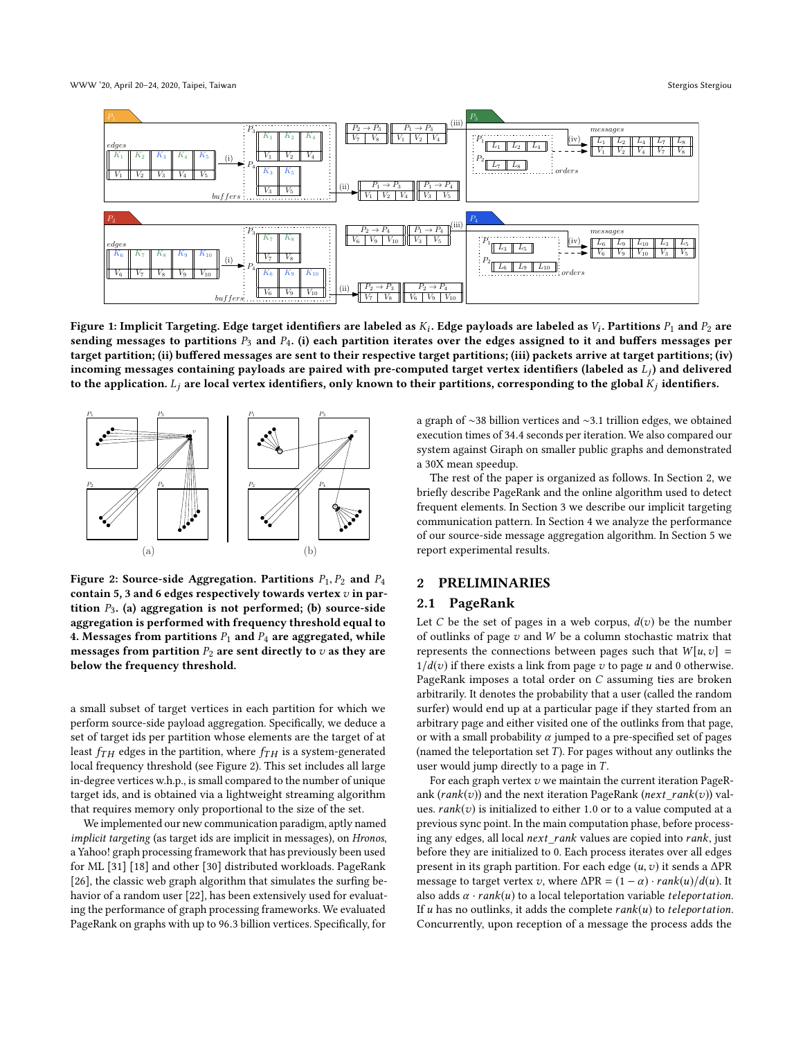**Figure 1: Implicit Targeting. Edge target identifiers are labeled as $K_i$. Edge payloads are labeled as $V_i$. Partitions $P_1$ and $P_2$ are sending messages to partitions $P_3$ and $P_4$. (i) each partition iterates over the edges assigned to it and buffers messages per target partition; (ii) buffered messages are sent to their respective target partitions; (iii) packets arrive at target partitions; (iv) incoming messages containing payloads are paired with pre-computed target vertex identifiers (labeled as $L_j$) and delivered to the application. $L_j$ are local vertex identifiers, only known to their partitions, corresponding to the global $K_j$ identifiers.**

**Figure 2: Source-side Aggregation. Partitions $P_1, P_2$ and $P_4$ contain 5, 3 and 6 edges respectively towards vertex $v$ in partition $P_3$. (a) aggregation is not performed; (b) source-side aggregation is performed with frequency threshold equal to 4. Messages from partitions $P_1$ and $P_4$ are aggregated, while messages from partition $P_2$ are sent directly to $v$ as they are below the frequency threshold.**

a small subset of target vertices in each partition for which we perform source-side payload aggregation. Specifically, we deduce a set of target ids per partition whose elements are the target of at least $f_{TH}$ edges in the partition, where $f_{TH}$ is a system-generated local frequency threshold (see Figure 2). This set includes all large in-degree vertices w.h.p., is small compared to the number of unique target ids, and is obtained via a lightweight streaming algorithm that requires memory only proportional to the size of the set.

We implemented our new communication paradigm, aptly named *implicit targeting* (as target ids are implicit in messages), on *Hronos*, a Yahoo! graph processing framework that has previously been used for ML [31] [18] and other [30] distributed workloads. PageRank [26], the classic web graph algorithm that simulates the surfing behavior of a random user [22], has been extensively used for evaluating the performance of graph processing frameworks. We evaluated PageRank on graphs with up to 96.3 billion vertices. Specifically, for a graph of ~38 billion vertices and ~3.1 trillion edges, we obtained execution times of 34.4 seconds per iteration. We also compared our system against Giraph on smaller public graphs and demonstrated a 30X mean speedup.

The rest of the paper is organized as follows. In Section 2, we briefly describe PageRank and the online algorithm used to detect frequent elements. In Section 3 we describe our implicit targeting communication pattern. In Section 4 we analyze the performance of our source-side message aggregation algorithm. In Section 5 we report experimental results.

## 2 PRELIMINARIES

### 2.1 PageRank

Let $C$ be the set of pages in a web corpus, $d(v)$ be the number of outlinks of page $v$ and $W$ be a column stochastic matrix that represents the connections between pages such that $W[u, v] = 1/d(v)$ if there exists a link from page $v$ to page $u$ and 0 otherwise. PageRank imposes a total order on $C$ assuming ties are broken arbitrarily. It denotes the probability that a user (called the random surfer) would end up at a particular page if they started from an arbitrary page and either visited one of the outlinks from that page, or with a small probability $\alpha$ jumped to a pre-specified set of pages (named the teleportation set $T$). For pages without any outlinks the user would jump directly to a page in $T$.

For each graph vertex $v$ we maintain the current iteration PageRank ($rank(v)$) and the next iteration PageRank ($next\_rank(v)$) values. $rank(v)$ is initialized to either 1.0 or to a value computed at a previous sync point. In the main computation phase, before processing any edges, all local $next\_rank$ values are copied into $rank$, just before they are initialized to 0. Each process iterates over all edges present in its graph partition. For each edge $(u, v)$ it sends a $\Delta$PR message to target vertex $v$, where $\Delta\text{PR} = (1 - \alpha) \cdot rank(u)/d(u)$. It also adds $\alpha \cdot rank(u)$ to a local teleportation variable $teleportation$. If $u$ has no outlinks, it adds the complete $rank(u)$ to $teleportation$. Concurrently, upon reception of a message the process adds the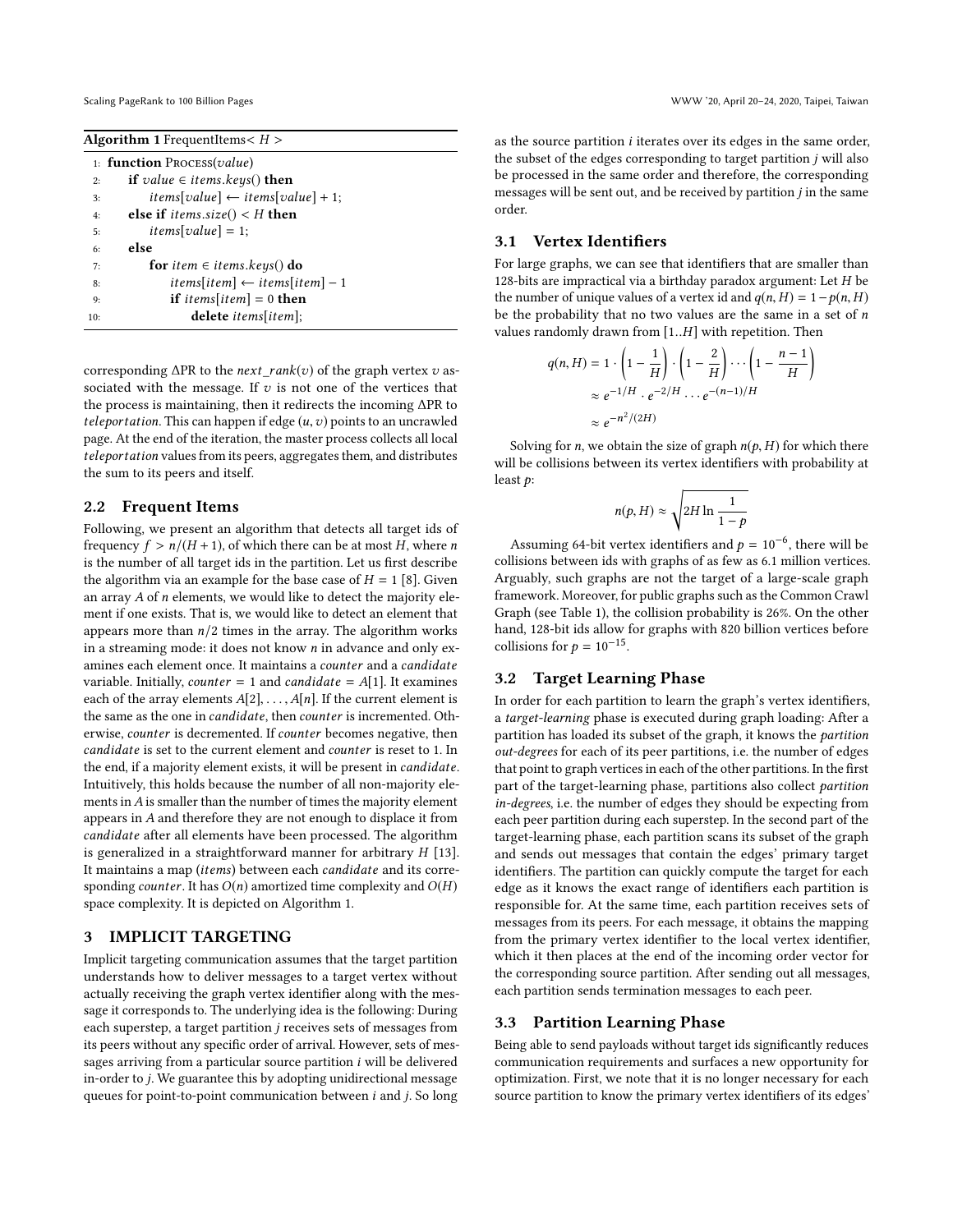**Algorithm 1** FrequentItems< $H$ >

```
1: function Process(value)
2:     if value ∈ items.keys() then
3:         items[value] ← items[value] + 1;
4:     else if items.size() < H then
5:         items[value] = 1;
6:     else
7:         for item ∈ items.keys() do
8:             items[item] ← items[item] − 1
9:             if items[item] = 0 then
10:                delete items[item];
```

corresponding ΔPR to the *next_rank*($v$) of the graph vertex $v$ associated with the message. If $v$ is not one of the vertices that the process is maintaining, then it redirects the incoming ΔPR to *teleportation*. This can happen if edge $(u, v)$ points to an uncrawled page. At the end of the iteration, the master process collects all local *teleportation* values from its peers, aggregates them, and distributes the sum to its peers and itself.

## 2.2 Frequent Items

Following, we present an algorithm that detects all target ids of frequency $f > n/(H + 1)$, of which there can be at most $H$, where $n$ is the number of all target ids in the partition. Let us first describe the algorithm via an example for the base case of $H = 1$ [8]. Given an array $A$ of $n$ elements, we would like to detect the majority element if one exists. That is, we would like to detect an element that appears more than $n/2$ times in the array. The algorithm works in a streaming mode: it does not know $n$ in advance and only examines each element once. It maintains a *counter* and a *candidate* variable. Initially, *counter* = 1 and *candidate* = $A[1]$. It examines each of the array elements $A[2], \ldots, A[n]$. If the current element is the same as the one in *candidate*, then *counter* is incremented. Otherwise, *counter* is decremented. If *counter* becomes negative, then *candidate* is set to the current element and *counter* is reset to 1. In the end, if a majority element exists, it will be present in *candidate*. Intuitively, this holds because the number of all non-majority elements in $A$ is smaller than the number of times the majority element appears in $A$ and therefore they are not enough to displace it from *candidate* after all elements have been processed. The algorithm is generalized in a straightforward manner for arbitrary $H$ [13]. It maintains a map (*items*) between each *candidate* and its corresponding *counter*. It has $O(n)$ amortized time complexity and $O(H)$ space complexity. It is depicted on Algorithm 1.

# 3 IMPLICIT TARGETING

Implicit targeting communication assumes that the target partition understands how to deliver messages to a target vertex without actually receiving the graph vertex identifier along with the message it corresponds to. The underlying idea is the following: During each superstep, a target partition $j$ receives sets of messages from its peers without any specific order of arrival. However, sets of messages arriving from a particular source partition $i$ will be delivered in-order to $j$. We guarantee this by adopting unidirectional message queues for point-to-point communication between $i$ and $j$. So long as the source partition $i$ iterates over its edges in the same order, the subset of the edges corresponding to target partition $j$ will also be processed in the same order and therefore, the corresponding messages will be sent out, and be received by partition $j$ in the same order.

## 3.1 Vertex Identifiers

For large graphs, we can see that identifiers that are smaller than 128-bits are impractical via a birthday paradox argument: Let $H$ be the number of unique values of a vertex id and $q(n, H) = 1 - p(n, H)$ be the probability that no two values are the same in a set of $n$ values randomly drawn from $[1..H]$ with repetition. Then

$$
\begin{aligned}
q(n, H) &= 1 \cdot \left(1 - \frac{1}{H}\right) \cdot \left(1 - \frac{2}{H}\right) \cdots \left(1 - \frac{n-1}{H}\right) \\
&\approx e^{-1/H} \cdot e^{-2/H} \cdots e^{-(n-1)/H} \\
&\approx e^{-n^2/(2H)}
\end{aligned}
$$

Solving for $n$, we obtain the size of graph $n(p, H)$ for which there will be collisions between its vertex identifiers with probability at least $p$:

$$
n(p, H) \approx \sqrt{2H \ln \frac{1}{1-p}}
$$

Assuming 64-bit vertex identifiers and $p = 10^{-6}$, there will be collisions between ids with graphs of as few as 6.1 million vertices. Arguably, such graphs are not the target of a large-scale graph framework. Moreover, for public graphs such as the Common Crawl Graph (see Table 1), the collision probability is 26%. On the other hand, 128-bit ids allow for graphs with 820 billion vertices before collisions for $p = 10^{-15}$.

## 3.2 Target Learning Phase

In order for each partition to learn the graph's vertex identifiers, a *target-learning* phase is executed during graph loading: After a partition has loaded its subset of the graph, it knows the *partition out-degrees* for each of its peer partitions, i.e. the number of edges that point to graph vertices in each of the other partitions. In the first part of the target-learning phase, partitions also collect *partition in-degrees*, i.e. the number of edges they should be expecting from each peer partition during each superstep. In the second part of the target-learning phase, each partition scans its subset of the graph and sends out messages that contain the edges' primary target identifiers. The partition can quickly compute the target for each edge as it knows the exact range of identifiers each partition is responsible for. At the same time, each partition receives sets of messages from its peers. For each message, it obtains the mapping from the primary vertex identifier to the local vertex identifier, which it then places at the end of the incoming order vector for the corresponding source partition. After sending out all messages, each partition sends termination messages to each peer.

## 3.3 Partition Learning Phase

Being able to send payloads without target ids significantly reduces communication requirements and surfaces a new opportunity for optimization. First, we note that it is no longer necessary for each source partition to know the primary vertex identifiers of its edges'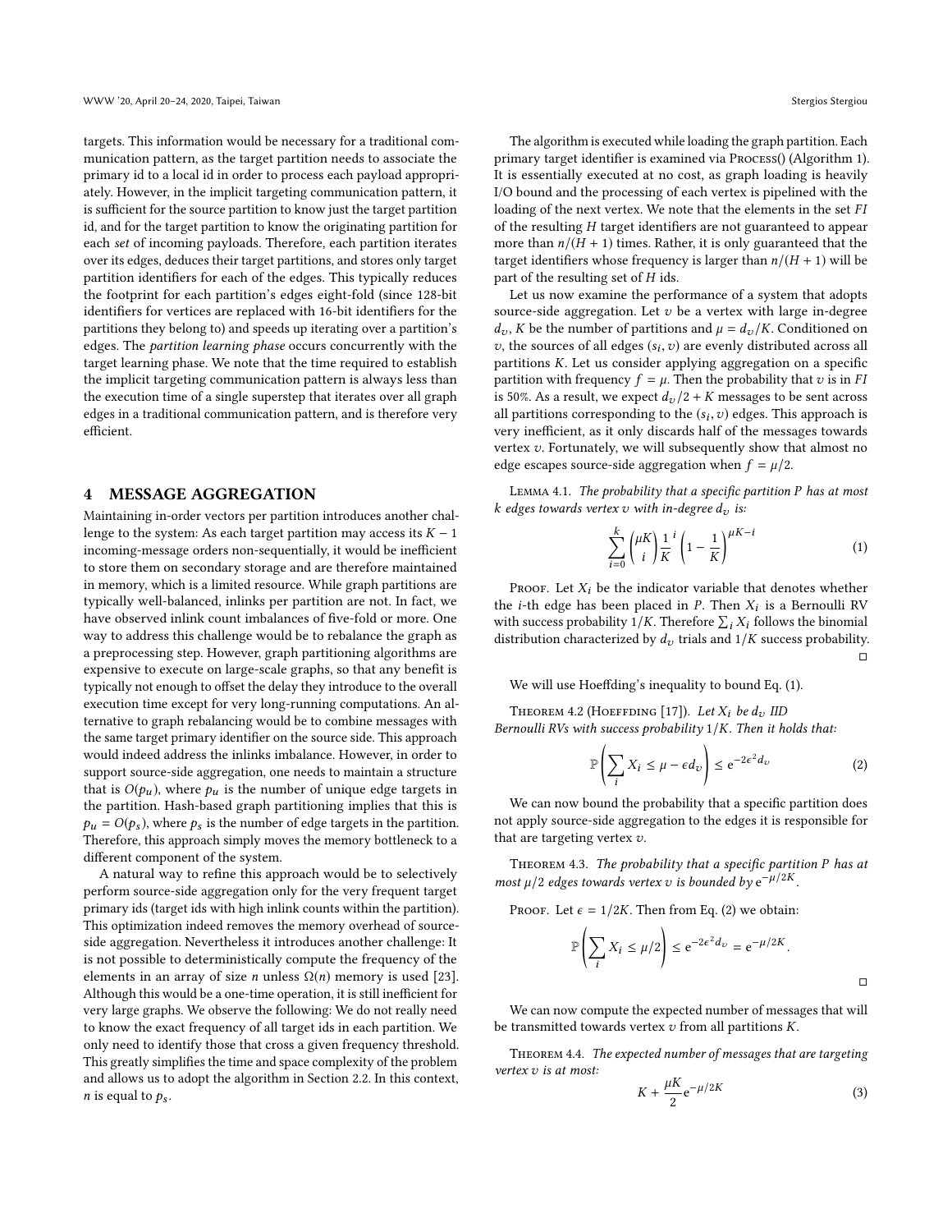targets. This information would be necessary for a traditional communication pattern, as the target partition needs to associate the primary id to a local id in order to process each payload appropriately. However, in the implicit targeting communication pattern, it is sufficient for the source partition to know just the target partition id, and for the target partition to know the originating partition for each *set* of incoming payloads. Therefore, each partition iterates over its edges, deduces their target partitions, and stores only target partition identifiers for each of the edges. This typically reduces the footprint for each partition's edges eight-fold (since 128-bit identifiers for vertices are replaced with 16-bit identifiers for the partitions they belong to) and speeds up iterating over a partition's edges. The *partition learning phase* occurs concurrently with the target learning phase. We note that the time required to establish the implicit targeting communication pattern is always less than the execution time of a single superstep that iterates over all graph edges in a traditional communication pattern, and is therefore very efficient.

## 4 MESSAGE AGGREGATION

Maintaining in-order vectors per partition introduces another challenge to the system: As each target partition may access its $K-1$ incoming-message orders non-sequentially, it would be inefficient to store them on secondary storage and are therefore maintained in memory, which is a limited resource. While graph partitions are typically well-balanced, inlinks per partition are not. In fact, we have observed inlink count imbalances of five-fold or more. One way to address this challenge would be to rebalance the graph as a preprocessing step. However, graph partitioning algorithms are expensive to execute on large-scale graphs, so that any benefit is typically not enough to offset the delay they introduce to the overall execution time except for very long-running computations. An alternative to graph rebalancing would be to combine messages with the same target primary identifier on the source side. This approach would indeed address the inlinks imbalance. However, in order to support source-side aggregation, one needs to maintain a structure that is $O(p_u)$, where $p_u$ is the number of unique edge targets in the partition. Hash-based graph partitioning implies that this is $p_u = O(p_s)$, where $p_s$ is the number of edge targets in the partition. Therefore, this approach simply moves the memory bottleneck to a different component of the system.

A natural way to refine this approach would be to selectively perform source-side aggregation only for the very frequent target primary ids (target ids with high inlink counts within the partition). This optimization indeed removes the memory overhead of source-side aggregation. Nevertheless it introduces another challenge: It is not possible to deterministically compute the frequency of the elements in an array of size $n$ unless $\Omega(n)$ memory is used [23]. Although this would be a one-time operation, it is still inefficient for very large graphs. We observe the following: We do not really need to know the exact frequency of all target ids in each partition. We only need to identify those that cross a given frequency threshold. This greatly simplifies the time and space complexity of the problem and allows us to adopt the algorithm in Section 2.2. In this context, $n$ is equal to $p_s$.

The algorithm is executed while loading the graph partition. Each primary target identifier is examined via Process() (Algorithm 1). It is essentially executed at no cost, as graph loading is heavily I/O bound and the processing of each vertex is pipelined with the loading of the next vertex. We note that the elements in the set $FI$ of the resulting $H$ target identifiers are not guaranteed to appear more than $n/(H+1)$ times. Rather, it is only guaranteed that the target identifiers whose frequency is larger than $n/(H+1)$ will be part of the resulting set of $H$ ids.

Let us now examine the performance of a system that adopts source-side aggregation. Let $v$ be a vertex with large in-degree $d_v$, $K$ be the number of partitions and $\mu = d_v/K$. Conditioned on $v$, the sources of all edges $(s_i, v)$ are evenly distributed across all partitions $K$. Let us consider applying aggregation on a specific partition with frequency $f = \mu$. Then the probability that $v$ is in $FI$ is 50%. As a result, we expect $d_v/2 + K$ messages to be sent across all partitions corresponding to the $(s_i, v)$ edges. This approach is very inefficient, as it only discards half of the messages towards vertex $v$. Fortunately, we will subsequently show that almost no edge escapes source-side aggregation when $f = \mu/2$.

Lemma 4.1. *The probability that a specific partition $P$ has at most $k$ edges towards vertex $v$ with in-degree $d_v$ is:*

$$\sum_{i=0}^{k} \binom{\mu K}{i} \frac{1}{K}^{i} \left(1 - \frac{1}{K}\right)^{\mu K - i} \tag{1}$$

Proof. Let $X_i$ be the indicator variable that denotes whether the $i$-th edge has been placed in $P$. Then $X_i$ is a Bernoulli RV with success probability $1/K$. Therefore $\sum_i X_i$ follows the binomial distribution characterized by $d_v$ trials and $1/K$ success probability. □

We will use Hoeffding's inequality to bound Eq. (1).

Theorem 4.2 (Hoeffding [17]). *Let $X_i$ be $d_v$ IID Bernoulli RVs with success probability $1/K$. Then it holds that:*

$$\mathbb{P}\left(\sum_i X_i \le \mu - \epsilon d_v\right) \le e^{-2\epsilon^2 d_v} \tag{2}$$

We can now bound the probability that a specific partition does not apply source-side aggregation to the edges it is responsible for that are targeting vertex $v$.

Theorem 4.3. *The probability that a specific partition $P$ has at most $\mu/2$ edges towards vertex $v$ is bounded by $e^{-\mu/2K}$.*

Proof. Let $\epsilon = 1/2K$. Then from Eq. (2) we obtain:

$$\mathbb{P}\left(\sum_i X_i \le \mu/2\right) \le e^{-2\epsilon^2 d_v} = e^{-\mu/2K}.$$

□

We can now compute the expected number of messages that will be transmitted towards vertex $v$ from all partitions $K$.

Theorem 4.4. *The expected number of messages that are targeting vertex $v$ is at most:*

$$K + \frac{\mu K}{2} e^{-\mu/2K} \tag{3}$$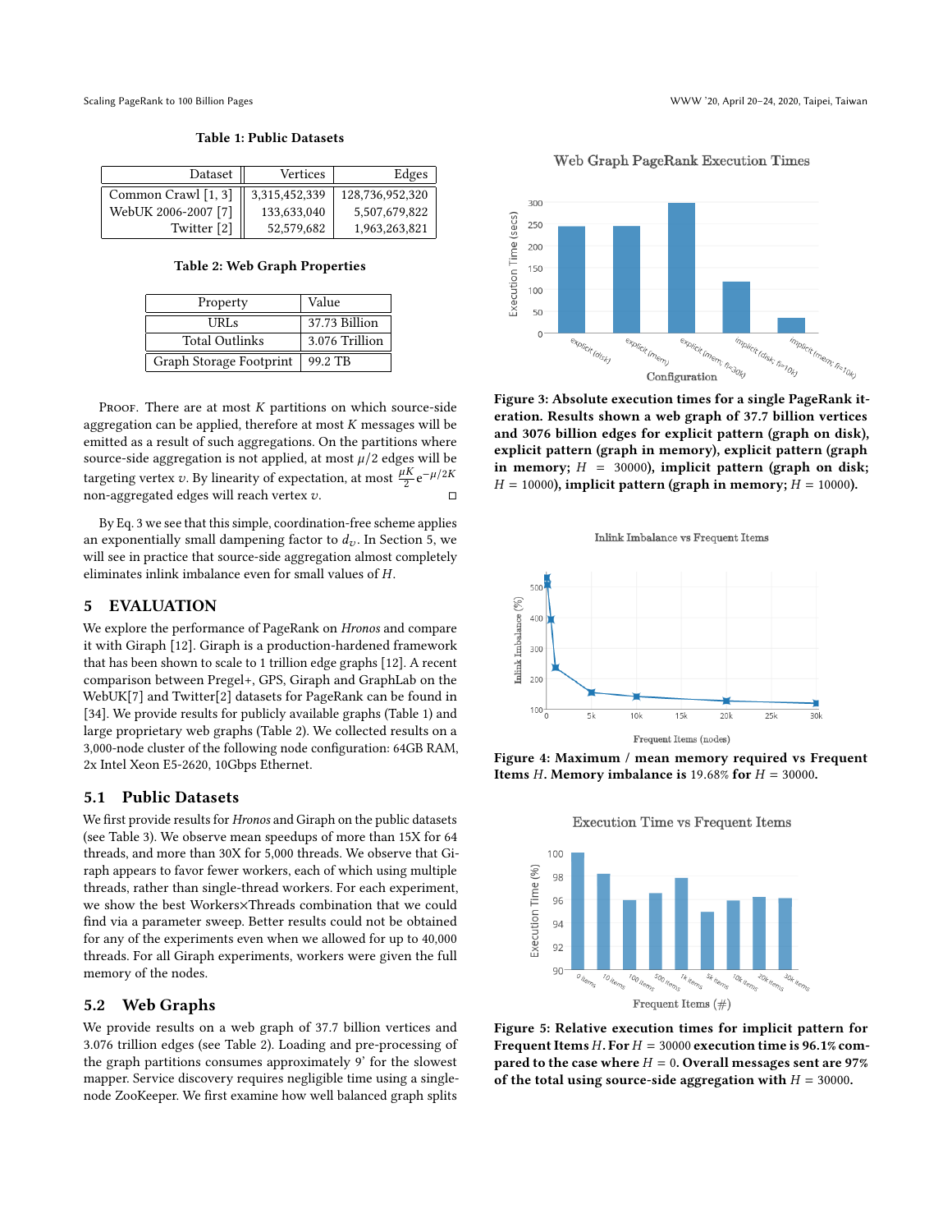**Table 1: Public Datasets**

| Dataset | Vertices | Edges |
|---:|---:|---:|
| Common Crawl [1, 3] | 3,315,452,339 | 128,736,952,320 |
| WebUK 2006-2007 [7] | 133,633,040 | 5,507,679,822 |
| Twitter [2] | 52,579,682 | 1,963,263,821 |

**Table 2: Web Graph Properties**

| Property | Value |
|---|---|
| URLs | 37.73 Billion |
| Total Outlinks | 3.076 Trillion |
| Graph Storage Footprint | 99.2 TB |

Proof. There are at most $K$ partitions on which source-side aggregation can be applied, therefore at most $K$ messages will be emitted as a result of such aggregations. On the partitions where source-side aggregation is not applied, at most $\mu/2$ edges will be targeting vertex $v$. By linearity of expectation, at most $\frac{\mu K}{2} e^{-\mu/2K}$ non-aggregated edges will reach vertex $v$. □

By Eq. 3 we see that this simple, coordination-free scheme applies an exponentially small dampening factor to $d_v$. In Section 5, we will see in practice that source-side aggregation almost completely eliminates inlink imbalance even for small values of $H$.

## 5 EVALUATION

We explore the performance of PageRank on *Hronos* and compare it with Giraph [12]. Giraph is a production-hardened framework that has been shown to scale to 1 trillion edge graphs [12]. A recent comparison between Pregel+, GPS, Giraph and GraphLab on the WebUK[7] and Twitter[2] datasets for PageRank can be found in [34]. We provide results for publicly available graphs (Table 1) and large proprietary web graphs (Table 2). We collected results on a 3,000-node cluster of the following node configuration: 64GB RAM, 2x Intel Xeon E5-2620, 10Gbps Ethernet.

### 5.1 Public Datasets

We first provide results for *Hronos* and Giraph on the public datasets (see Table 3). We observe mean speedups of more than 15X for 64 threads, and more than 30X for 5,000 threads. We observe that Giraph appears to favor fewer workers, each of which using multiple threads, rather than single-thread workers. For each experiment, we show the best Workers×Threads combination that we could find via a parameter sweep. Better results could not be obtained for any of the experiments even when we allowed for up to 40,000 threads. For all Giraph experiments, workers were given the full memory of the nodes.

### 5.2 Web Graphs

We provide results on a web graph of 37.7 billion vertices and 3.076 trillion edges (see Table 2). Loading and pre-processing of the graph partitions consumes approximately 9' for the slowest mapper. Service discovery requires negligible time using a single-node ZooKeeper. We first examine how well balanced graph splits

**Figure 3: Absolute execution times for a single PageRank iteration. Results shown a web graph of 37.7 billion vertices and 3076 billion edges for explicit pattern (graph on disk), explicit pattern (graph in memory), explicit pattern (graph in memory; $H$ = 30000), implicit pattern (graph on disk; $H$ = 10000), implicit pattern (graph in memory; $H$ = 10000).**

**Figure 4: Maximum / mean memory required vs Frequent Items $H$. Memory imbalance is 19.68% for $H$ = 30000.**

**Figure 5: Relative execution times for implicit pattern for Frequent Items $H$. For $H$ = 30000 execution time is 96.1% compared to the case where $H$ = 0. Overall messages sent are 97% of the total using source-side aggregation with $H$ = 30000.**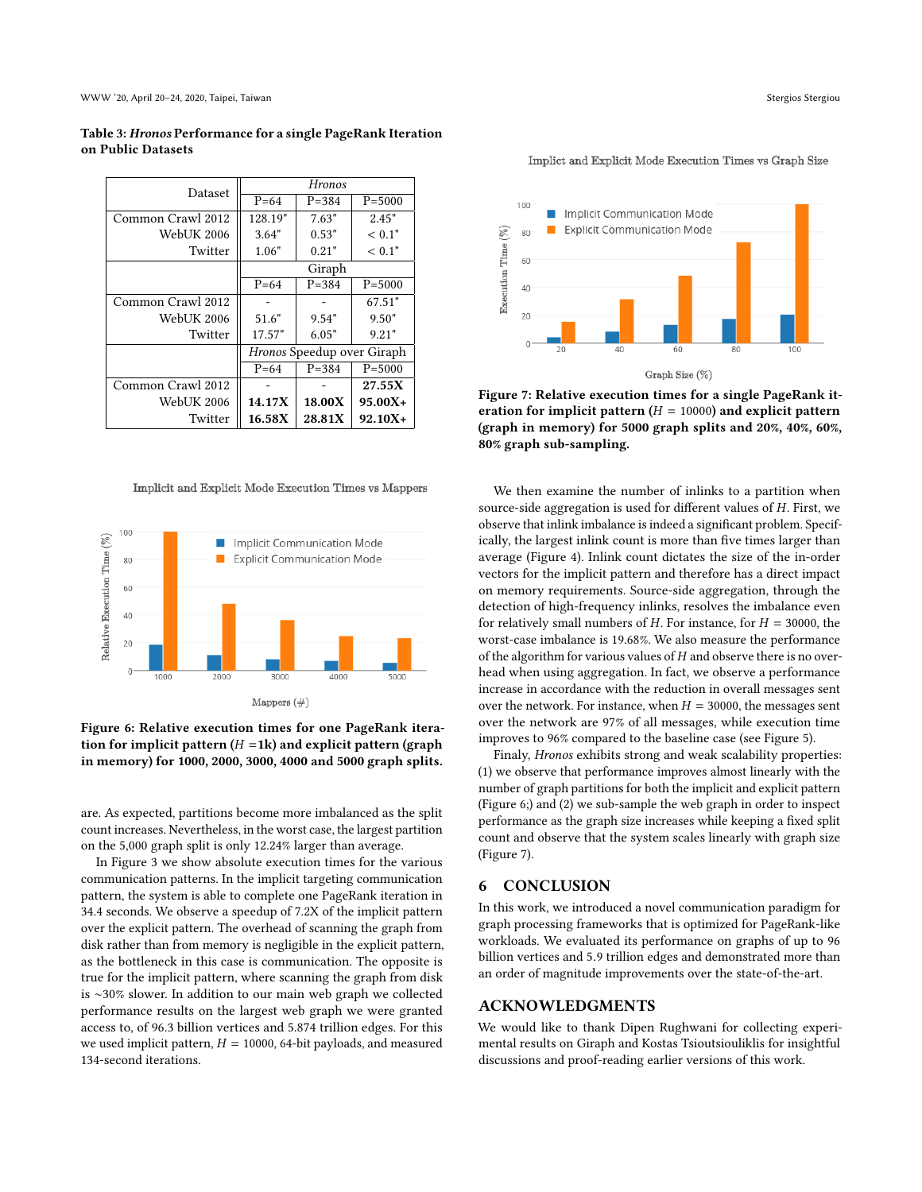**Table 3: *Hronos* Performance for a single PageRank Iteration on Public Datasets**

| Dataset | *Hronos* | | |
|---|---|---|---|
| | P=64 | P=384 | P=5000 |
| Common Crawl 2012 | 128.19" | 7.63" | 2.45" |
| WebUK 2006 | 3.64" | 0.53" | < 0.1" |
| Twitter | 1.06" | 0.21" | < 0.1" |
| | Giraph | | |
| | P=64 | P=384 | P=5000 |
| Common Crawl 2012 | - | - | 67.51" |
| WebUK 2006 | 51.6" | 9.54" | 9.50" |
| Twitter | 17.57" | 6.05" | 9.21" |
| | *Hronos* Speedup over Giraph | | |
| | P=64 | P=384 | P=5000 |
| Common Crawl 2012 | - | - | **27.55X** |
| WebUK 2006 | **14.17X** | **18.00X** | **95.00X+** |
| Twitter | **16.58X** | **28.81X** | **92.10X+** |

**Figure 6: Relative execution times for one PageRank iteration for implicit pattern ($H$ =1k) and explicit pattern (graph in memory) for 1000, 2000, 3000, 4000 and 5000 graph splits.**

are. As expected, partitions become more imbalanced as the split count increases. Nevertheless, in the worst case, the largest partition on the 5,000 graph split is only 12.24% larger than average.

In Figure 3 we show absolute execution times for the various communication patterns. In the implicit targeting communication pattern, the system is able to complete one PageRank iteration in 34.4 seconds. We observe a speedup of 7.2X of the implicit pattern over the explicit pattern. The overhead of scanning the graph from disk rather than from memory is negligible in the explicit pattern, as the bottleneck in this case is communication. The opposite is true for the implicit pattern, where scanning the graph from disk is ~30% slower. In addition to our main web graph we collected performance results on the largest web graph we were granted access to, of 96.3 billion vertices and 5.874 trillion edges. For this we used implicit pattern, $H = 10000$, 64-bit payloads, and measured 134-second iterations.

**Figure 7: Relative execution times for a single PageRank iteration for implicit pattern ($H = 10000$) and explicit pattern (graph in memory) for 5000 graph splits and 20%, 40%, 60%, 80% graph sub-sampling.**

We then examine the number of inlinks to a partition when source-side aggregation is used for different values of $H$. First, we observe that inlink imbalance is indeed a significant problem. Specifically, the largest inlink count is more than five times larger than average (Figure 4). Inlink count dictates the size of the in-order vectors for the implicit pattern and therefore has a direct impact on memory requirements. Source-side aggregation, through the detection of high-frequency inlinks, resolves the imbalance even for relatively small numbers of $H$. For instance, for $H = 30000$, the worst-case imbalance is 19.68%. We also measure the performance of the algorithm for various values of $H$ and observe there is no overhead when using aggregation. In fact, we observe a performance increase in accordance with the reduction in overall messages sent over the network. For instance, when $H = 30000$, the messages sent over the network are 97% of all messages, while execution time improves to 96% compared to the baseline case (see Figure 5).

Finaly, *Hronos* exhibits strong and weak scalability properties: (1) we observe that performance improves almost linearly with the number of graph partitions for both the implicit and explicit pattern (Figure 6;) and (2) we sub-sample the web graph in order to inspect performance as the graph size increases while keeping a fixed split count and observe that the system scales linearly with graph size (Figure 7).

## 6 CONCLUSION

In this work, we introduced a novel communication paradigm for graph processing frameworks that is optimized for PageRank-like workloads. We evaluated its performance on graphs of up to 96 billion vertices and 5.9 trillion edges and demonstrated more than an order of magnitude improvements over the state-of-the-art.

## ACKNOWLEDGMENTS

We would like to thank Dipen Rughwani for collecting experimental results on Giraph and Kostas Tsioutsiouliklis for insightful discussions and proof-reading earlier versions of this work.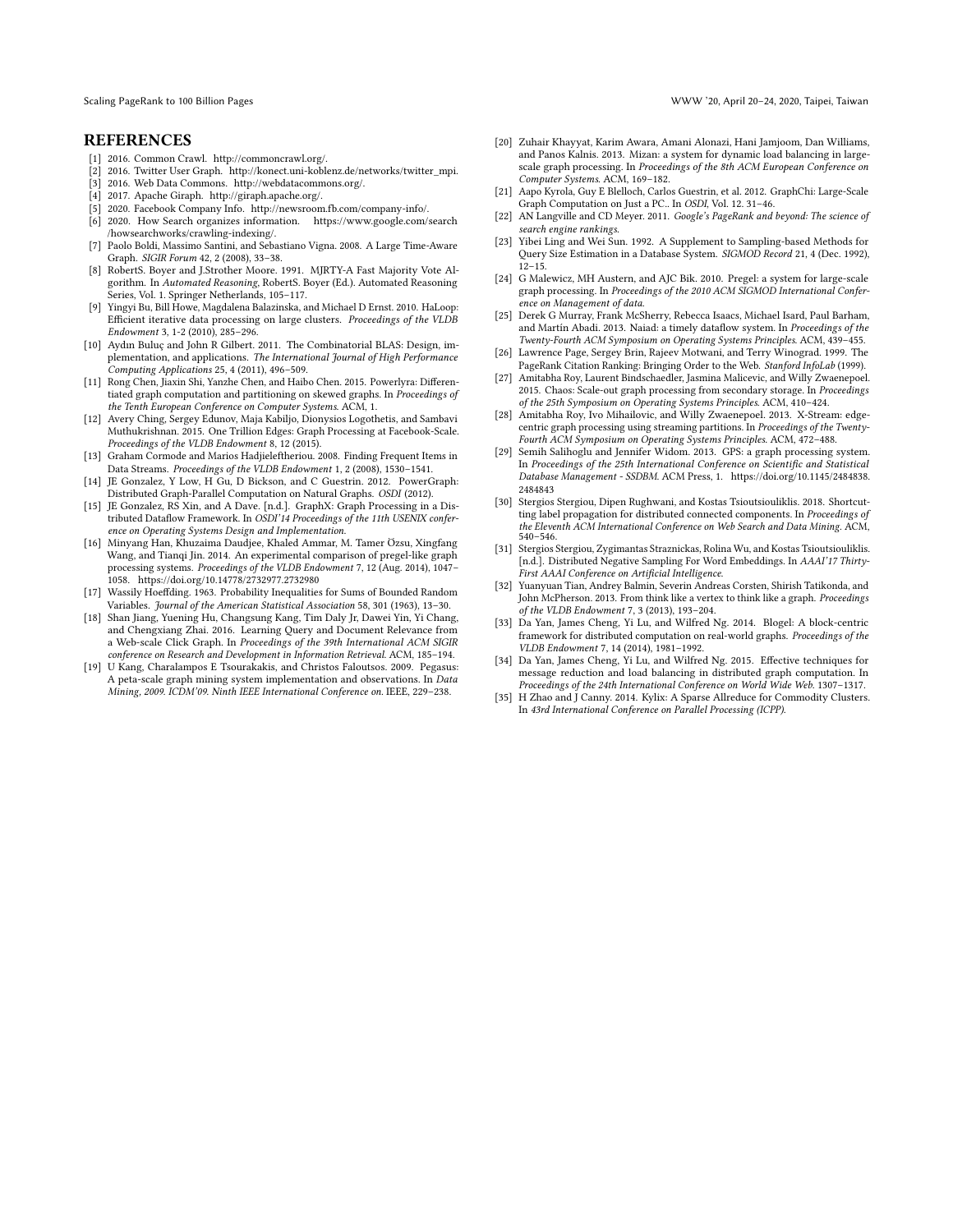# REFERENCES

[1] 2016. Common Crawl. http://commoncrawl.org/.

[2] 2016. Twitter User Graph. http://konect.uni-koblenz.de/networks/twitter_mpi.

[3] 2016. Web Data Commons. http://webdatacommons.org/.

[4] 2017. Apache Giraph. http://giraph.apache.org/.

[5] 2020. Facebook Company Info. http://newsroom.fb.com/company-info/.

[6] 2020. How Search organizes information. https://www.google.com/search/howsearchworks/crawling-indexing/.

[7] Paolo Boldi, Massimo Santini, and Sebastiano Vigna. 2008. A Large Time-Aware Graph. *SIGIR Forum* 42, 2 (2008), 33–38.

[8] RobertS. Boyer and J.Strother Moore. 1991. MJRTY-A Fast Majority Vote Algorithm. In *Automated Reasoning*, RobertS. Boyer (Ed.). Automated Reasoning Series, Vol. 1. Springer Netherlands, 105–117.

[9] Yingyi Bu, Bill Howe, Magdalena Balazinska, and Michael D Ernst. 2010. HaLoop: Efficient iterative data processing on large clusters. *Proceedings of the VLDB Endowment* 3, 1-2 (2010), 285–296.

[10] Aydın Buluç and John R Gilbert. 2011. The Combinatorial BLAS: Design, implementation, and applications. *The International Journal of High Performance Computing Applications* 25, 4 (2011), 496–509.

[11] Rong Chen, Jiaxin Shi, Yanzhe Chen, and Haibo Chen. 2015. Powerlyra: Differentiated graph computation and partitioning on skewed graphs. In *Proceedings of the Tenth European Conference on Computer Systems*. ACM, 1.

[12] Avery Ching, Sergey Edunov, Maja Kabiljo, Dionysios Logothetis, and Sambavi Muthukrishnan. 2015. One Trillion Edges: Graph Processing at Facebook-Scale. *Proceedings of the VLDB Endowment* 8, 12 (2015).

[13] Graham Cormode and Marios Hadjieleftheriou. 2008. Finding Frequent Items in Data Streams. *Proceedings of the VLDB Endowment* 1, 2 (2008), 1530–1541.

[14] JE Gonzalez, Y Low, H Gu, D Bickson, and C Guestrin. 2012. PowerGraph: Distributed Graph-Parallel Computation on Natural Graphs. *OSDI* (2012).

[15] JE Gonzalez, RS Xin, and A Dave. [n.d.]. GraphX: Graph Processing in a Distributed Dataflow Framework. In *OSDI'14 Proceedings of the 11th USENIX conference on Operating Systems Design and Implementation*.

[16] Minyang Han, Khuzaima Daudjee, Khaled Ammar, M. Tamer Özsu, Xingfang Wang, and Tianqi Jin. 2014. An experimental comparison of pregel-like graph processing systems. *Proceedings of the VLDB Endowment* 7, 12 (Aug. 2014), 1047–1058. https://doi.org/10.14778/2732977.2732980

[17] Wassily Hoeffding. 1963. Probability Inequalities for Sums of Bounded Random Variables. *Journal of the American Statistical Association* 58, 301 (1963), 13–30.

[18] Shan Jiang, Yuening Hu, Changsung Kang, Tim Daly Jr, Dawei Yin, Yi Chang, and Chengxiang Zhai. 2016. Learning Query and Document Relevance from a Web-scale Click Graph. In *Proceedings of the 39th International ACM SIGIR conference on Research and Development in Information Retrieval*. ACM, 185–194.

[19] U Kang, Charalampos E Tsourakakis, and Christos Faloutsos. 2009. Pegasus: A peta-scale graph mining system implementation and observations. In *Data Mining, 2009. ICDM'09. Ninth IEEE International Conference on*. IEEE, 229–238.

[20] Zuhair Khayyat, Karim Awara, Amani Alonazi, Hani Jamjoom, Dan Williams, and Panos Kalnis. 2013. Mizan: a system for dynamic load balancing in large-scale graph processing. In *Proceedings of the 8th ACM European Conference on Computer Systems*. ACM, 169–182.

[21] Aapo Kyrola, Guy E Blelloch, Carlos Guestrin, et al. 2012. GraphChi: Large-Scale Graph Computation on Just a PC.. In *OSDI*, Vol. 12. 31–46.

[22] AN Langville and CD Meyer. 2011. *Google's PageRank and beyond: The science of search engine rankings*.

[23] Yibei Ling and Wei Sun. 1992. A Supplement to Sampling-based Methods for Query Size Estimation in a Database System. *SIGMOD Record* 21, 4 (Dec. 1992), 12–15.

[24] G Malewicz, MH Austern, and AJC Bik. 2010. Pregel: a system for large-scale graph processing. In *Proceedings of the 2010 ACM SIGMOD International Conference on Management of data*.

[25] Derek G Murray, Frank McSherry, Rebecca Isaacs, Michael Isard, Paul Barham, and Martín Abadi. 2013. Naiad: a timely dataflow system. In *Proceedings of the Twenty-Fourth ACM Symposium on Operating Systems Principles*. ACM, 439–455.

[26] Lawrence Page, Sergey Brin, Rajeev Motwani, and Terry Winograd. 1999. The PageRank Citation Ranking: Bringing Order to the Web. *Stanford InfoLab* (1999).

[27] Amitabha Roy, Laurent Bindschaedler, Jasmina Malicevic, and Willy Zwaenepoel. 2015. Chaos: Scale-out graph processing from secondary storage. In *Proceedings of the 25th Symposium on Operating Systems Principles*. ACM, 410–424.

[28] Amitabha Roy, Ivo Mihailovic, and Willy Zwaenepoel. 2013. X-Stream: edge-centric graph processing using streaming partitions. In *Proceedings of the Twenty-Fourth ACM Symposium on Operating Systems Principles*. ACM, 472–488.

[29] Semih Salihoglu and Jennifer Widom. 2013. GPS: a graph processing system. In *Proceedings of the 25th International Conference on Scientific and Statistical Database Management - SSDBM*. ACM Press, 1. https://doi.org/10.1145/2484838.2484843

[30] Stergios Stergiou, Dipen Rughwani, and Kostas Tsioutsiouliklis. 2018. Shortcutting label propagation for distributed connected components. In *Proceedings of the Eleventh ACM International Conference on Web Search and Data Mining*. ACM, 540–546.

[31] Stergios Stergiou, Zygimantas Straznickas, Rolina Wu, and Kostas Tsioutsiouliklis. [n.d.]. Distributed Negative Sampling For Word Embeddings. In *AAAI'17 Thirty-First AAAI Conference on Artificial Intelligence*.

[32] Yuanyuan Tian, Andrey Balmin, Severin Andreas Corsten, Shirish Tatikonda, and John McPherson. 2013. From think like a vertex to think like a graph. *Proceedings of the VLDB Endowment* 7, 3 (2013), 193–204.

[33] Da Yan, James Cheng, Yi Lu, and Wilfred Ng. 2014. Blogel: A block-centric framework for distributed computation on real-world graphs. *Proceedings of the VLDB Endowment* 7, 14 (2014), 1981–1992.

[34] Da Yan, James Cheng, Yi Lu, and Wilfred Ng. 2015. Effective techniques for message reduction and load balancing in distributed graph computation. In *Proceedings of the 24th International Conference on World Wide Web*. 1307–1317.

[35] H Zhao and J Canny. 2014. Kylix: A Sparse Allreduce for Commodity Clusters. In *43rd International Conference on Parallel Processing (ICPP)*.